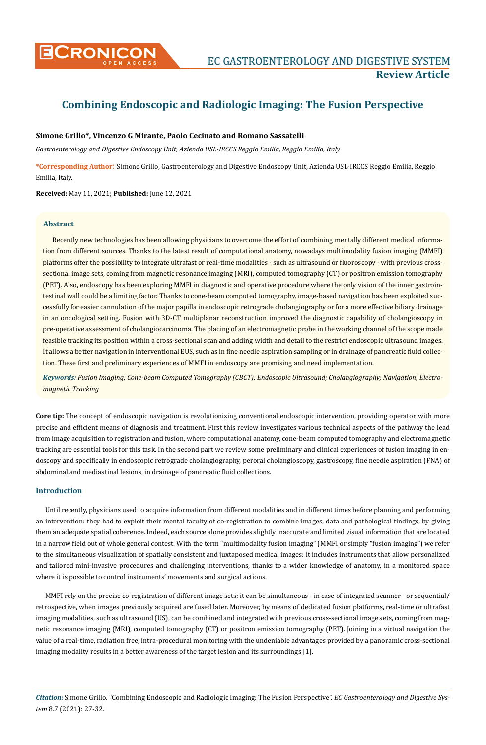# Combining Endoscopic and Radiologic Imaging: The Fusion Perspective

**Simone Grillo*, Vincenzo G Mirante, Paolo Cecinato and Romano Sassatelli**

*Gastroenterology and Digestive Endoscopy Unit, Azienda USL-IRCCS Reggio Emilia, Reggio Emilia, Italy*

**\*Corresponding Author:** Simone Grillo, Gastroenterology and Digestive Endoscopy Unit, Azienda USL-IRCCS Reggio Emilia, Reggio Emilia, Italy.

**Received:** May 11, 2021; **Published:** June 12, 2021

## Abstract

Recently new technologies has been allowing physicians to overcome the effort of combining mentally different medical information from different sources. Thanks to the latest result of computational anatomy, nowadays multimodality fusion imaging (MMFI) platforms offer the possibility to integrate ultrafast or real-time modalities - such as ultrasound or fluoroscopy - with previous cross-sectional image sets, coming from magnetic resonance imaging (MRI), computed tomography (CT) or positron emission tomography (PET). Also, endoscopy has been exploring MMFI in diagnostic and operative procedure where the only vision of the inner gastrointestinal wall could be a limiting factor. Thanks to cone-beam computed tomography, image-based navigation has been exploited successfully for easier cannulation of the major papilla in endoscopic retrograde cholangiography or for a more effective biliary drainage in an oncological setting. Fusion with 3D-CT multiplanar reconstruction improved the diagnostic capability of cholangioscopy in pre-operative assessment of cholangiocarcinoma. The placing of an electromagnetic probe in the working channel of the scope made feasible tracking its position within a cross-sectional scan and adding width and detail to the restrict endoscopic ultrasound images. It allows a better navigation in interventional EUS, such as in fine needle aspiration sampling or in drainage of pancreatic fluid collection. These first and preliminary experiences of MMFI in endoscopy are promising and need implementation.

***Keywords:*** *Fusion Imaging; Cone-beam Computed Tomography (CBCT); Endoscopic Ultrasound; Cholangiography; Navigation; Electromagnetic Tracking*

**Core tip:** The concept of endoscopic navigation is revolutionizing conventional endoscopic intervention, providing operator with more precise and efficient means of diagnosis and treatment. First this review investigates various technical aspects of the pathway the lead from image acquisition to registration and fusion, where computational anatomy, cone-beam computed tomography and electromagnetic tracking are essential tools for this task. In the second part we review some preliminary and clinical experiences of fusion imaging in endoscopy and specifically in endoscopic retrograde cholangiography, peroral cholangioscopy, gastroscopy, fine needle aspiration (FNA) of abdominal and mediastinal lesions, in drainage of pancreatic fluid collections.

## Introduction

Until recently, physicians used to acquire information from different modalities and in different times before planning and performing an intervention: they had to exploit their mental faculty of co-registration to combine images, data and pathological findings, by giving them an adequate spatial coherence. Indeed, each source alone provides slightly inaccurate and limited visual information that are located in a narrow field out of whole general contest. With the term "multimodality fusion imaging" (MMFI or simply "fusion imaging") we refer to the simultaneous visualization of spatially consistent and juxtaposed medical images: it includes instruments that allow personalized and tailored mini-invasive procedures and challenging interventions, thanks to a wider knowledge of anatomy, in a monitored space where it is possible to control instruments' movements and surgical actions.

MMFI rely on the precise co-registration of different image sets: it can be simultaneous - in case of integrated scanner - or sequential/retrospective, when images previously acquired are fused later. Moreover, by means of dedicated fusion platforms, real-time or ultrafast imaging modalities, such as ultrasound (US), can be combined and integrated with previous cross-sectional image sets, coming from magnetic resonance imaging (MRI), computed tomography (CT) or positron emission tomography (PET). Joining in a virtual navigation the value of a real-time, radiation free, intra-procedural monitoring with the undeniable advantages provided by a panoramic cross-sectional imaging modality results in a better awareness of the target lesion and its surroundings [1].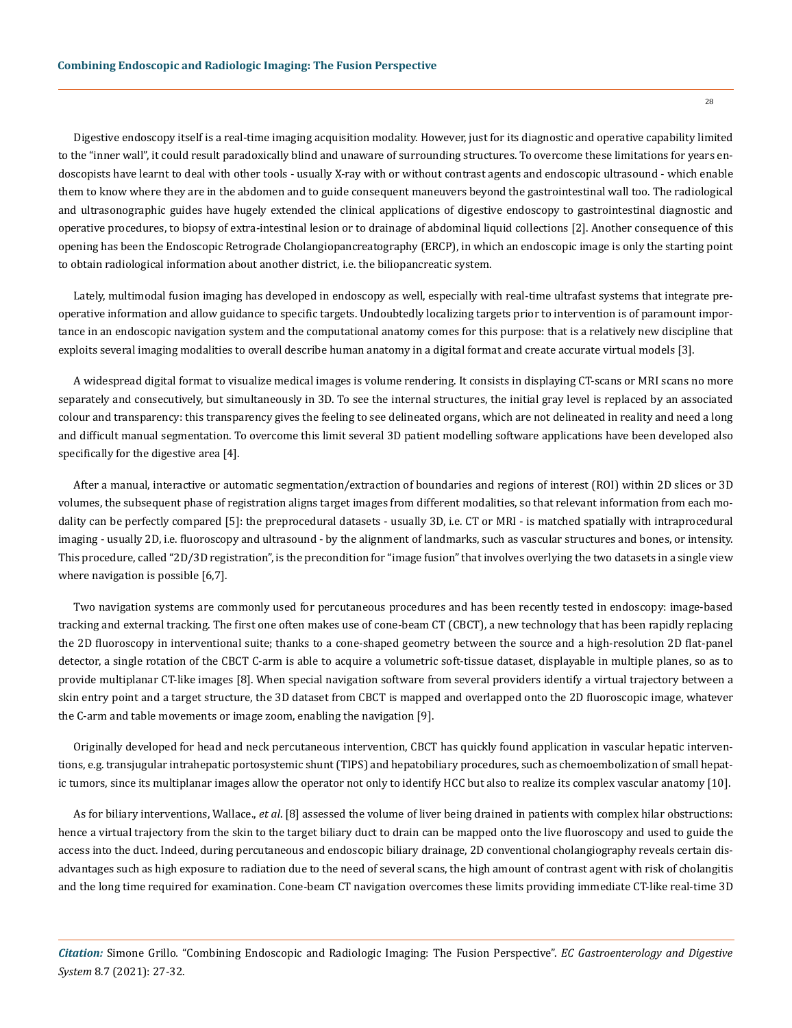Digestive endoscopy itself is a real-time imaging acquisition modality. However, just for its diagnostic and operative capability limited to the "inner wall", it could result paradoxically blind and unaware of surrounding structures. To overcome these limitations for years endoscopists have learnt to deal with other tools - usually X-ray with or without contrast agents and endoscopic ultrasound - which enable them to know where they are in the abdomen and to guide consequent maneuvers beyond the gastrointestinal wall too. The radiological and ultrasonographic guides have hugely extended the clinical applications of digestive endoscopy to gastrointestinal diagnostic and operative procedures, to biopsy of extra-intestinal lesion or to drainage of abdominal liquid collections [2]. Another consequence of this opening has been the Endoscopic Retrograde Cholangiopancreatography (ERCP), in which an endoscopic image is only the starting point to obtain radiological information about another district, i.e. the biliopancreatic system.

Lately, multimodal fusion imaging has developed in endoscopy as well, especially with real-time ultrafast systems that integrate preoperative information and allow guidance to specific targets. Undoubtedly localizing targets prior to intervention is of paramount importance in an endoscopic navigation system and the computational anatomy comes for this purpose: that is a relatively new discipline that exploits several imaging modalities to overall describe human anatomy in a digital format and create accurate virtual models [3].

A widespread digital format to visualize medical images is volume rendering. It consists in displaying CT-scans or MRI scans no more separately and consecutively, but simultaneously in 3D. To see the internal structures, the initial gray level is replaced by an associated colour and transparency: this transparency gives the feeling to see delineated organs, which are not delineated in reality and need a long and difficult manual segmentation. To overcome this limit several 3D patient modelling software applications have been developed also specifically for the digestive area [4].

After a manual, interactive or automatic segmentation/extraction of boundaries and regions of interest (ROI) within 2D slices or 3D volumes, the subsequent phase of registration aligns target images from different modalities, so that relevant information from each modality can be perfectly compared [5]: the preprocedural datasets - usually 3D, i.e. CT or MRI - is matched spatially with intraprocedural imaging - usually 2D, i.e. fluoroscopy and ultrasound - by the alignment of landmarks, such as vascular structures and bones, or intensity. This procedure, called "2D/3D registration", is the precondition for "image fusion" that involves overlying the two datasets in a single view where navigation is possible [6,7].

Two navigation systems are commonly used for percutaneous procedures and has been recently tested in endoscopy: image-based tracking and external tracking. The first one often makes use of cone-beam CT (CBCT), a new technology that has been rapidly replacing the 2D fluoroscopy in interventional suite; thanks to a cone-shaped geometry between the source and a high-resolution 2D flat-panel detector, a single rotation of the CBCT C-arm is able to acquire a volumetric soft-tissue dataset, displayable in multiple planes, so as to provide multiplanar CT-like images [8]. When special navigation software from several providers identify a virtual trajectory between a skin entry point and a target structure, the 3D dataset from CBCT is mapped and overlapped onto the 2D fluoroscopic image, whatever the C-arm and table movements or image zoom, enabling the navigation [9].

Originally developed for head and neck percutaneous intervention, CBCT has quickly found application in vascular hepatic interventions, e.g. transjugular intrahepatic portosystemic shunt (TIPS) and hepatobiliary procedures, such as chemoembolization of small hepatic tumors, since its multiplanar images allow the operator not only to identify HCC but also to realize its complex vascular anatomy [10].

As for biliary interventions, Wallace., *et al*. [8] assessed the volume of liver being drained in patients with complex hilar obstructions: hence a virtual trajectory from the skin to the target biliary duct to drain can be mapped onto the live fluoroscopy and used to guide the access into the duct. Indeed, during percutaneous and endoscopic biliary drainage, 2D conventional cholangiography reveals certain disadvantages such as high exposure to radiation due to the need of several scans, the high amount of contrast agent with risk of cholangitis and the long time required for examination. Cone-beam CT navigation overcomes these limits providing immediate CT-like real-time 3D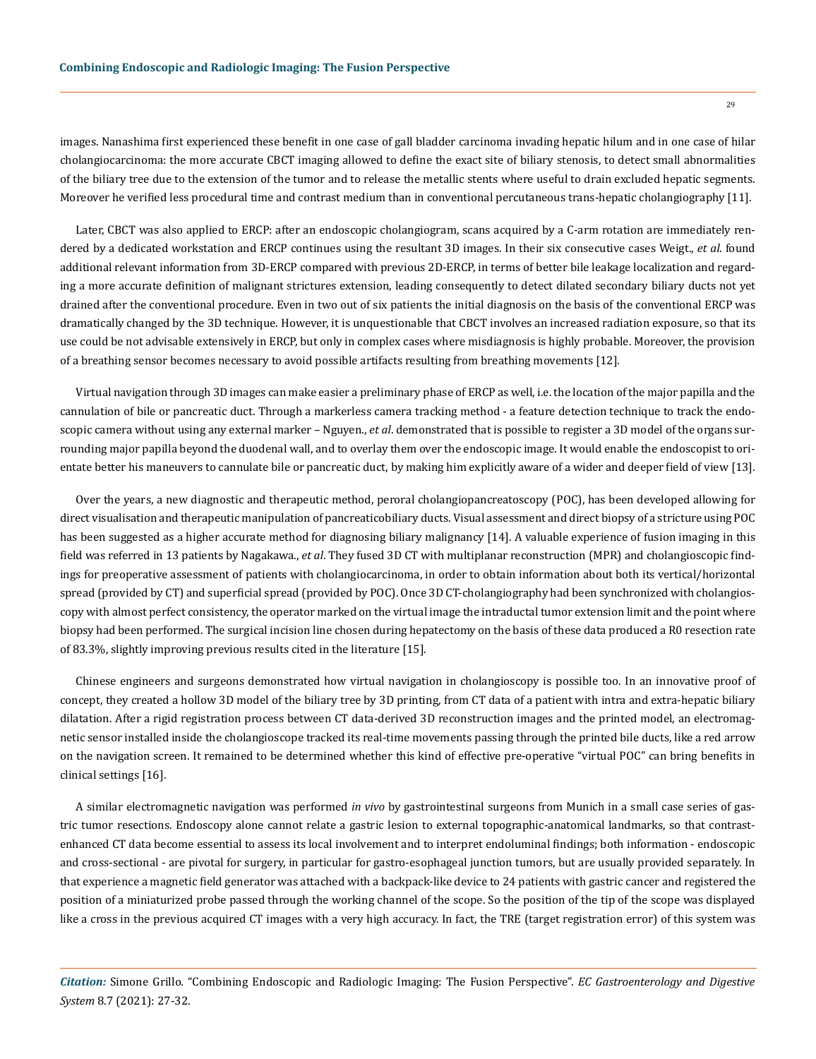images. Nanashima first experienced these benefit in one case of gall bladder carcinoma invading hepatic hilum and in one case of hilar cholangiocarcinoma: the more accurate CBCT imaging allowed to define the exact site of biliary stenosis, to detect small abnormalities of the biliary tree due to the extension of the tumor and to release the metallic stents where useful to drain excluded hepatic segments. Moreover he verified less procedural time and contrast medium than in conventional percutaneous trans-hepatic cholangiography [11].

Later, CBCT was also applied to ERCP: after an endoscopic cholangiogram, scans acquired by a C-arm rotation are immediately rendered by a dedicated workstation and ERCP continues using the resultant 3D images. In their six consecutive cases Weigt., *et al.* found additional relevant information from 3D-ERCP compared with previous 2D-ERCP, in terms of better bile leakage localization and regarding a more accurate definition of malignant strictures extension, leading consequently to detect dilated secondary biliary ducts not yet drained after the conventional procedure. Even in two out of six patients the initial diagnosis on the basis of the conventional ERCP was dramatically changed by the 3D technique. However, it is unquestionable that CBCT involves an increased radiation exposure, so that its use could be not advisable extensively in ERCP, but only in complex cases where misdiagnosis is highly probable. Moreover, the provision of a breathing sensor becomes necessary to avoid possible artifacts resulting from breathing movements [12].

Virtual navigation through 3D images can make easier a preliminary phase of ERCP as well, i.e. the location of the major papilla and the cannulation of bile or pancreatic duct. Through a markerless camera tracking method - a feature detection technique to track the endoscopic camera without using any external marker – Nguyen., *et al*. demonstrated that is possible to register a 3D model of the organs surrounding major papilla beyond the duodenal wall, and to overlay them over the endoscopic image. It would enable the endoscopist to orientate better his maneuvers to cannulate bile or pancreatic duct, by making him explicitly aware of a wider and deeper field of view [13].

Over the years, a new diagnostic and therapeutic method, peroral cholangiopancreatoscopy (POC), has been developed allowing for direct visualisation and therapeutic manipulation of pancreaticobiliary ducts. Visual assessment and direct biopsy of a stricture using POC has been suggested as a higher accurate method for diagnosing biliary malignancy [14]. A valuable experience of fusion imaging in this field was referred in 13 patients by Nagakawa., *et al*. They fused 3D CT with multiplanar reconstruction (MPR) and cholangioscopic findings for preoperative assessment of patients with cholangiocarcinoma, in order to obtain information about both its vertical/horizontal spread (provided by CT) and superficial spread (provided by POC). Once 3D CT-cholangiography had been synchronized with cholangioscopy with almost perfect consistency, the operator marked on the virtual image the intraductal tumor extension limit and the point where biopsy had been performed. The surgical incision line chosen during hepatectomy on the basis of these data produced a R0 resection rate of 83.3%, slightly improving previous results cited in the literature [15].

Chinese engineers and surgeons demonstrated how virtual navigation in cholangioscopy is possible too. In an innovative proof of concept, they created a hollow 3D model of the biliary tree by 3D printing, from CT data of a patient with intra and extra-hepatic biliary dilatation. After a rigid registration process between CT data-derived 3D reconstruction images and the printed model, an electromagnetic sensor installed inside the cholangioscope tracked its real-time movements passing through the printed bile ducts, like a red arrow on the navigation screen. It remained to be determined whether this kind of effective pre-operative "virtual POC" can bring benefits in clinical settings [16].

A similar electromagnetic navigation was performed *in vivo* by gastrointestinal surgeons from Munich in a small case series of gastric tumor resections. Endoscopy alone cannot relate a gastric lesion to external topographic-anatomical landmarks, so that contrast-enhanced CT data become essential to assess its local involvement and to interpret endoluminal findings; both information - endoscopic and cross-sectional - are pivotal for surgery, in particular for gastro-esophageal junction tumors, but are usually provided separately. In that experience a magnetic field generator was attached with a backpack-like device to 24 patients with gastric cancer and registered the position of a miniaturized probe passed through the working channel of the scope. So the position of the tip of the scope was displayed like a cross in the previous acquired CT images with a very high accuracy. In fact, the TRE (target registration error) of this system was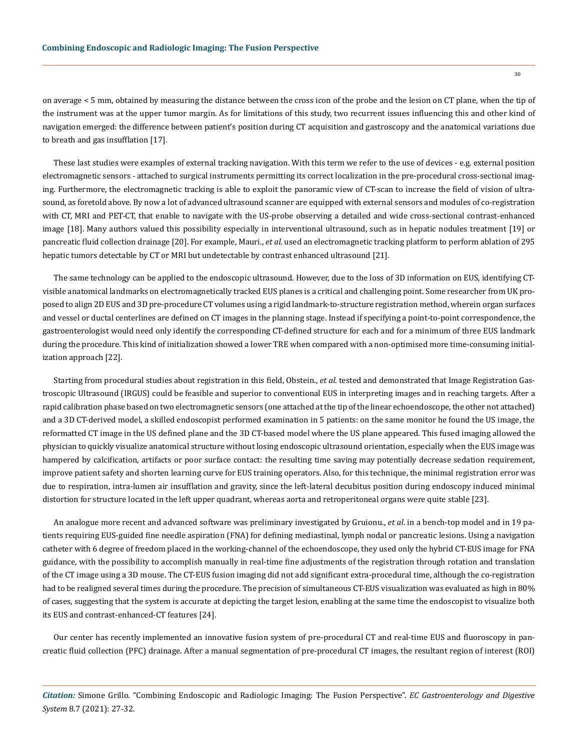on average < 5 mm, obtained by measuring the distance between the cross icon of the probe and the lesion on CT plane, when the tip of the instrument was at the upper tumor margin. As for limitations of this study, two recurrent issues influencing this and other kind of navigation emerged: the difference between patient's position during CT acquisition and gastroscopy and the anatomical variations due to breath and gas insufflation [17].

These last studies were examples of external tracking navigation. With this term we refer to the use of devices - e.g. external position electromagnetic sensors - attached to surgical instruments permitting its correct localization in the pre-procedural cross-sectional imaging. Furthermore, the electromagnetic tracking is able to exploit the panoramic view of CT-scan to increase the field of vision of ultrasound, as foretold above. By now a lot of advanced ultrasound scanner are equipped with external sensors and modules of co-registration with CT, MRI and PET-CT, that enable to navigate with the US-probe observing a detailed and wide cross-sectional contrast-enhanced image [18]. Many authors valued this possibility especially in interventional ultrasound, such as in hepatic nodules treatment [19] or pancreatic fluid collection drainage [20]. For example, Mauri., *et al*. used an electromagnetic tracking platform to perform ablation of 295 hepatic tumors detectable by CT or MRI but undetectable by contrast enhanced ultrasound [21].

The same technology can be applied to the endoscopic ultrasound. However, due to the loss of 3D information on EUS, identifying CT-visible anatomical landmarks on electromagnetically tracked EUS planes is a critical and challenging point. Some researcher from UK proposed to align 2D EUS and 3D pre-procedure CT volumes using a rigid landmark-to-structure registration method, wherein organ surfaces and vessel or ductal centerlines are defined on CT images in the planning stage. Instead if specifying a point-to-point correspondence, the gastroenterologist would need only identify the corresponding CT-defined structure for each and for a minimum of three EUS landmark during the procedure. This kind of initialization showed a lower TRE when compared with a non-optimised more time-consuming initialization approach [22].

Starting from procedural studies about registration in this field, Obstein., *et al*. tested and demonstrated that Image Registration Gastroscopic Ultrasound (IRGUS) could be feasible and superior to conventional EUS in interpreting images and in reaching targets. After a rapid calibration phase based on two electromagnetic sensors (one attached at the tip of the linear echoendoscope, the other not attached) and a 3D CT-derived model, a skilled endoscopist performed examination in 5 patients: on the same monitor he found the US image, the reformatted CT image in the US defined plane and the 3D CT-based model where the US plane appeared. This fused imaging allowed the physician to quickly visualize anatomical structure without losing endoscopic ultrasound orientation, especially when the EUS image was hampered by calcification, artifacts or poor surface contact: the resulting time saving may potentially decrease sedation requirement, improve patient safety and shorten learning curve for EUS training operators. Also, for this technique, the minimal registration error was due to respiration, intra-lumen air insufflation and gravity, since the left-lateral decubitus position during endoscopy induced minimal distortion for structure located in the left upper quadrant, whereas aorta and retroperitoneal organs were quite stable [23].

An analogue more recent and advanced software was preliminary investigated by Gruionu., *et al*. in a bench-top model and in 19 patients requiring EUS-guided fine needle aspiration (FNA) for defining mediastinal, lymph nodal or pancreatic lesions. Using a navigation catheter with 6 degree of freedom placed in the working-channel of the echoendoscope, they used only the hybrid CT-EUS image for FNA guidance, with the possibility to accomplish manually in real-time fine adjustments of the registration through rotation and translation of the CT image using a 3D mouse. The CT-EUS fusion imaging did not add significant extra-procedural time, although the co-registration had to be realigned several times during the procedure. The precision of simultaneous CT-EUS visualization was evaluated as high in 80% of cases, suggesting that the system is accurate at depicting the target lesion, enabling at the same time the endoscopist to visualize both its EUS and contrast-enhanced-CT features [24].

Our center has recently implemented an innovative fusion system of pre-procedural CT and real-time EUS and fluoroscopy in pancreatic fluid collection (PFC) drainage. After a manual segmentation of pre-procedural CT images, the resultant region of interest (ROI)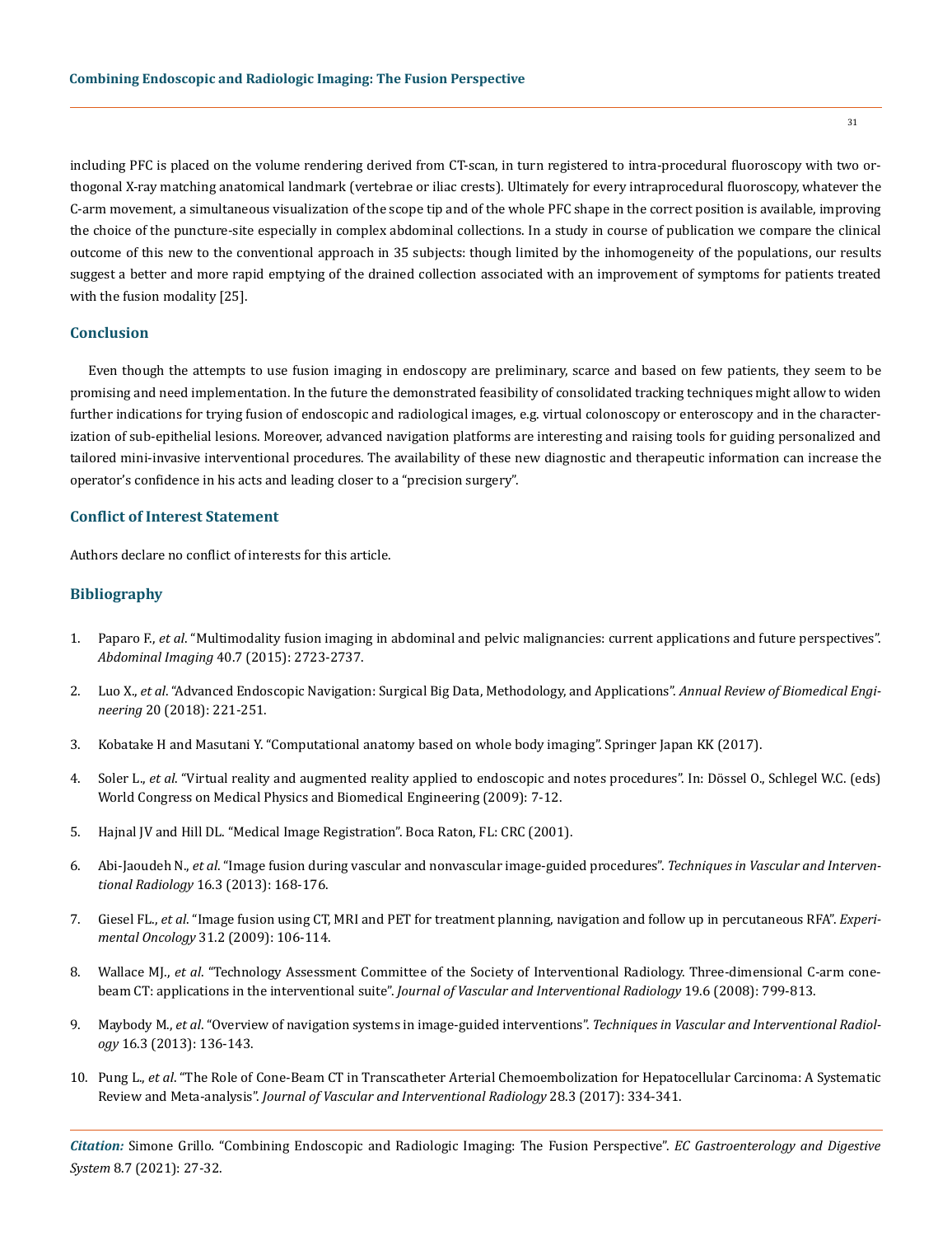including PFC is placed on the volume rendering derived from CT-scan, in turn registered to intra-procedural fluoroscopy with two orthogonal X-ray matching anatomical landmark (vertebrae or iliac crests). Ultimately for every intraprocedural fluoroscopy, whatever the C-arm movement, a simultaneous visualization of the scope tip and of the whole PFC shape in the correct position is available, improving the choice of the puncture-site especially in complex abdominal collections. In a study in course of publication we compare the clinical outcome of this new to the conventional approach in 35 subjects: though limited by the inhomogeneity of the populations, our results suggest a better and more rapid emptying of the drained collection associated with an improvement of symptoms for patients treated with the fusion modality [25].

## Conclusion

Even though the attempts to use fusion imaging in endoscopy are preliminary, scarce and based on few patients, they seem to be promising and need implementation. In the future the demonstrated feasibility of consolidated tracking techniques might allow to widen further indications for trying fusion of endoscopic and radiological images, e.g. virtual colonoscopy or enteroscopy and in the characterization of sub-epithelial lesions. Moreover, advanced navigation platforms are interesting and raising tools for guiding personalized and tailored mini-invasive interventional procedures. The availability of these new diagnostic and therapeutic information can increase the operator's confidence in his acts and leading closer to a "precision surgery".

## Conflict of Interest Statement

Authors declare no conflict of interests for this article.

## Bibliography

1. Paparo F., *et al*. "Multimodality fusion imaging in abdominal and pelvic malignancies: current applications and future perspectives". *Abdominal Imaging* 40.7 (2015): 2723-2737.
2. Luo X., *et al*. "Advanced Endoscopic Navigation: Surgical Big Data, Methodology, and Applications". *Annual Review of Biomedical Engineering* 20 (2018): 221-251.
3. Kobatake H and Masutani Y. "Computational anatomy based on whole body imaging". Springer Japan KK (2017).
4. Soler L., *et al*. "Virtual reality and augmented reality applied to endoscopic and notes procedures". In: Dössel O., Schlegel W.C. (eds) World Congress on Medical Physics and Biomedical Engineering (2009): 7-12.
5. Hajnal JV and Hill DL. "Medical Image Registration". Boca Raton, FL: CRC (2001).
6. Abi-Jaoudeh N., *et al*. "Image fusion during vascular and nonvascular image-guided procedures". *Techniques in Vascular and Interventional Radiology* 16.3 (2013): 168-176.
7. Giesel FL., *et al*. "Image fusion using CT, MRI and PET for treatment planning, navigation and follow up in percutaneous RFA". *Experimental Oncology* 31.2 (2009): 106-114.
8. Wallace MJ., *et al*. "Technology Assessment Committee of the Society of Interventional Radiology. Three-dimensional C-arm cone-beam CT: applications in the interventional suite". *Journal of Vascular and Interventional Radiology* 19.6 (2008): 799-813.
9. Maybody M., *et al*. "Overview of navigation systems in image-guided interventions". *Techniques in Vascular and Interventional Radiology* 16.3 (2013): 136-143.
10. Pung L., *et al*. "The Role of Cone-Beam CT in Transcatheter Arterial Chemoembolization for Hepatocellular Carcinoma: A Systematic Review and Meta-analysis". *Journal of Vascular and Interventional Radiology* 28.3 (2017): 334-341.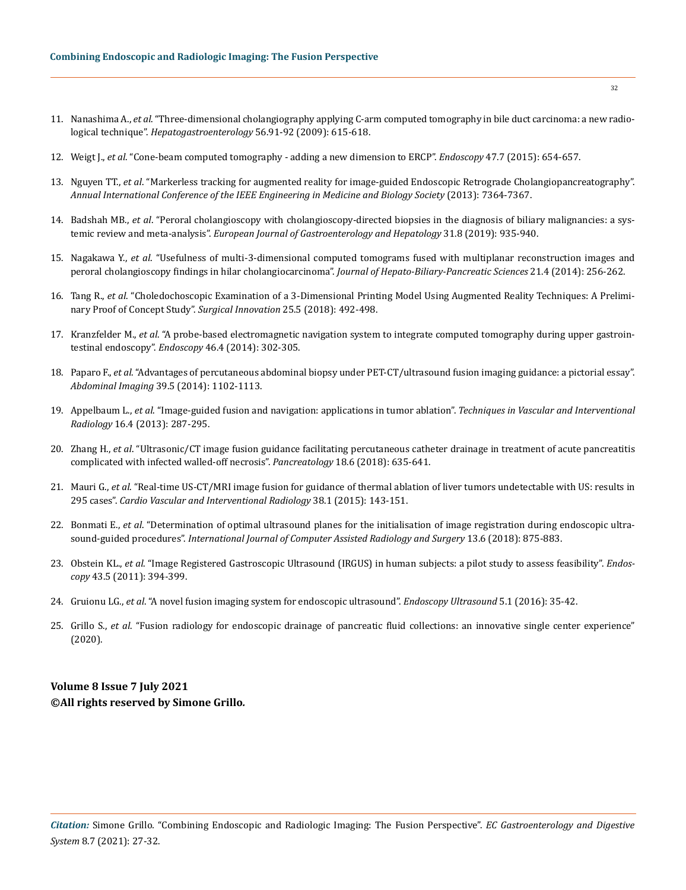11. Nanashima A., *et al*. "Three-dimensional cholangiography applying C-arm computed tomography in bile duct carcinoma: a new radiological technique". *Hepatogastroenterology* 56.91-92 (2009): 615-618.

12. Weigt J., *et al*. "Cone-beam computed tomography - adding a new dimension to ERCP". *Endoscopy* 47.7 (2015): 654-657.

13. Nguyen TT., *et al*. "Markerless tracking for augmented reality for image-guided Endoscopic Retrograde Cholangiopancreatography". *Annual International Conference of the IEEE Engineering in Medicine and Biology Society* (2013): 7364-7367.

14. Badshah MB., *et al*. "Peroral cholangioscopy with cholangioscopy-directed biopsies in the diagnosis of biliary malignancies: a systemic review and meta-analysis". *European Journal of Gastroenterology and Hepatology* 31.8 (2019): 935-940.

15. Nagakawa Y., *et al*. "Usefulness of multi-3-dimensional computed tomograms fused with multiplanar reconstruction images and peroral cholangioscopy findings in hilar cholangiocarcinoma". *Journal of Hepato-Biliary-Pancreatic Sciences* 21.4 (2014): 256-262.

16. Tang R., *et al*. "Choledochoscopic Examination of a 3-Dimensional Printing Model Using Augmented Reality Techniques: A Preliminary Proof of Concept Study". *Surgical Innovation* 25.5 (2018): 492-498.

17. Kranzfelder M., *et al*. "A probe-based electromagnetic navigation system to integrate computed tomography during upper gastrointestinal endoscopy". *Endoscopy* 46.4 (2014): 302-305.

18. Paparo F., *et al*. "Advantages of percutaneous abdominal biopsy under PET-CT/ultrasound fusion imaging guidance: a pictorial essay". *Abdominal Imaging* 39.5 (2014): 1102-1113.

19. Appelbaum L., *et al*. "Image-guided fusion and navigation: applications in tumor ablation". *Techniques in Vascular and Interventional Radiology* 16.4 (2013): 287-295.

20. Zhang H., *et al*. "Ultrasonic/CT image fusion guidance facilitating percutaneous catheter drainage in treatment of acute pancreatitis complicated with infected walled-off necrosis". *Pancreatology* 18.6 (2018): 635-641.

21. Mauri G., *et al*. "Real-time US-CT/MRI image fusion for guidance of thermal ablation of liver tumors undetectable with US: results in 295 cases". *Cardio Vascular and Interventional Radiology* 38.1 (2015): 143-151.

22. Bonmati E., *et al*. "Determination of optimal ultrasound planes for the initialisation of image registration during endoscopic ultrasound-guided procedures". *International Journal of Computer Assisted Radiology and Surgery* 13.6 (2018): 875-883.

23. Obstein KL., *et al*. "Image Registered Gastroscopic Ultrasound (IRGUS) in human subjects: a pilot study to assess feasibility". *Endoscopy* 43.5 (2011): 394-399.

24. Gruionu LG., *et al*. "A novel fusion imaging system for endoscopic ultrasound". *Endoscopy Ultrasound* 5.1 (2016): 35-42.

25. Grillo S., *et al*. "Fusion radiology for endoscopic drainage of pancreatic fluid collections: an innovative single center experience" (2020).

**Volume 8 Issue 7 July 2021**
**©All rights reserved by Simone Grillo.**